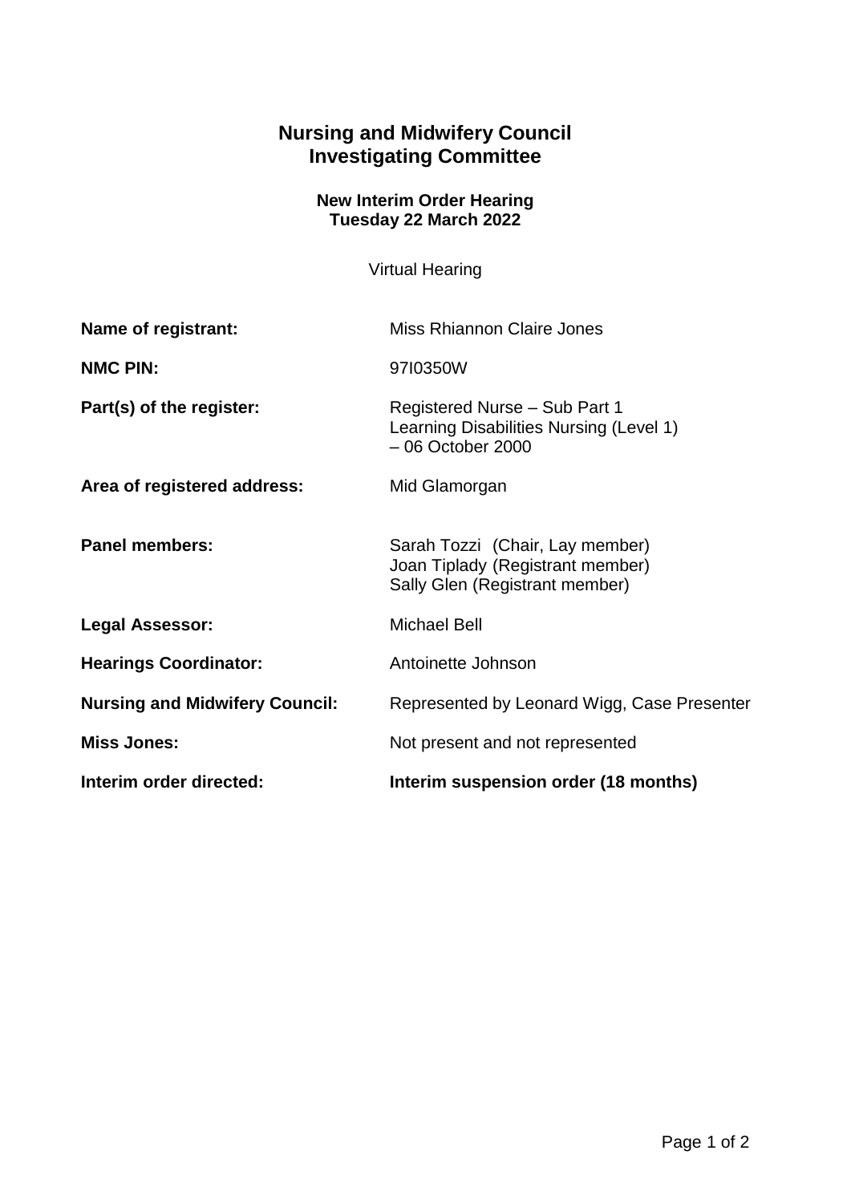# Nursing and Midwifery Council
# Investigating Committee

### New Interim Order Hearing
### Tuesday 22 March 2022

Virtual Hearing

| | |
|---|---|
| **Name of registrant:** | Miss Rhiannon Claire Jones |
| **NMC PIN:** | 97I0350W |
| **Part(s) of the register:** | Registered Nurse – Sub Part 1<br>Learning Disabilities Nursing (Level 1)<br>– 06 October 2000 |
| **Area of registered address:** | Mid Glamorgan |
| **Panel members:** | Sarah Tozzi (Chair, Lay member)<br>Joan Tiplady (Registrant member)<br>Sally Glen (Registrant member) |
| **Legal Assessor:** | Michael Bell |
| **Hearings Coordinator:** | Antoinette Johnson |
| **Nursing and Midwifery Council:** | Represented by Leonard Wigg, Case Presenter |
| **Miss Jones:** | Not present and not represented |
| **Interim order directed:** | **Interim suspension order (18 months)** |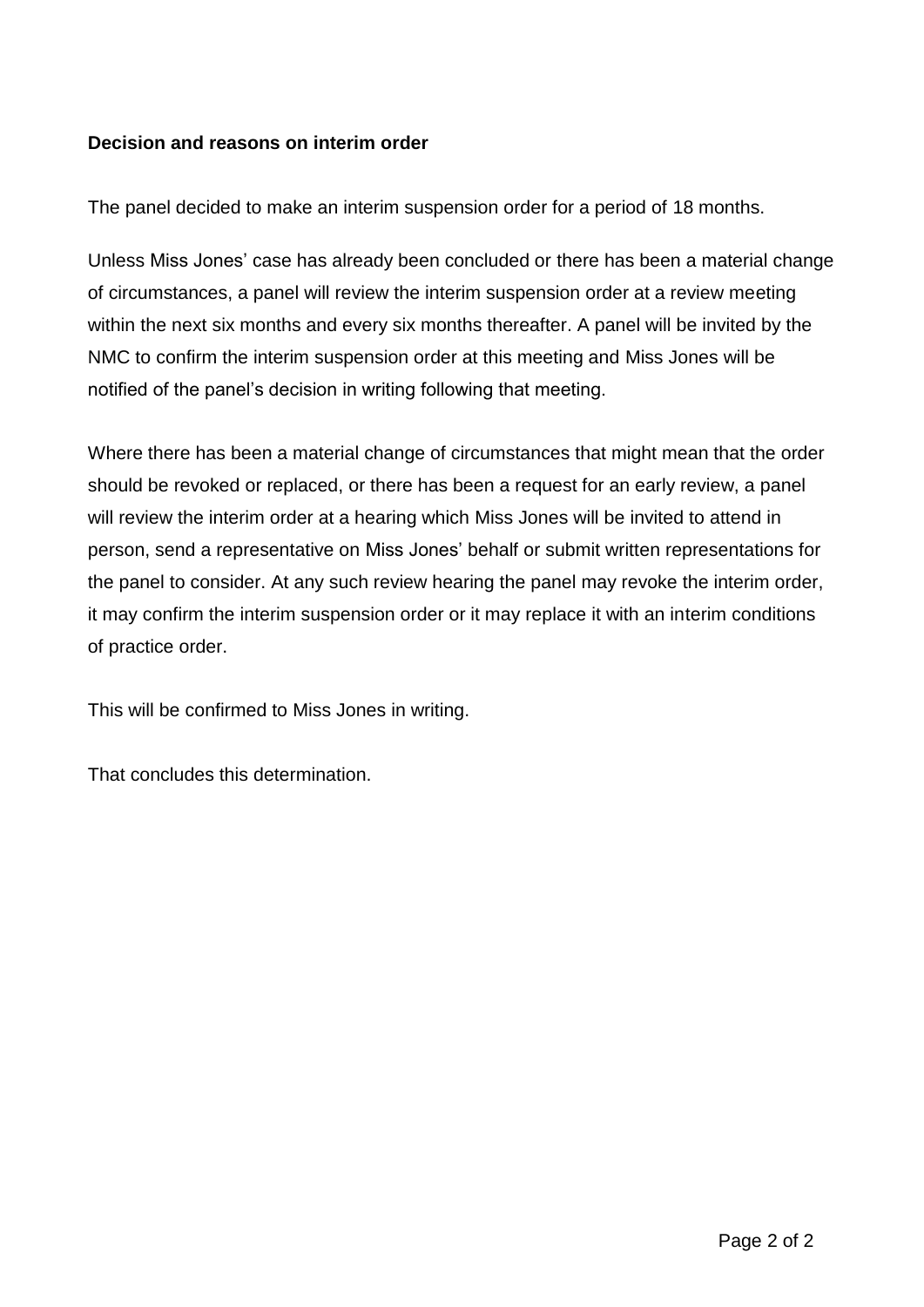**Decision and reasons on interim order**

The panel decided to make an interim suspension order for a period of 18 months.

Unless Miss Jones' case has already been concluded or there has been a material change of circumstances, a panel will review the interim suspension order at a review meeting within the next six months and every six months thereafter. A panel will be invited by the NMC to confirm the interim suspension order at this meeting and Miss Jones will be notified of the panel's decision in writing following that meeting.

Where there has been a material change of circumstances that might mean that the order should be revoked or replaced, or there has been a request for an early review, a panel will review the interim order at a hearing which Miss Jones will be invited to attend in person, send a representative on Miss Jones' behalf or submit written representations for the panel to consider. At any such review hearing the panel may revoke the interim order, it may confirm the interim suspension order or it may replace it with an interim conditions of practice order.

This will be confirmed to Miss Jones in writing.

That concludes this determination.